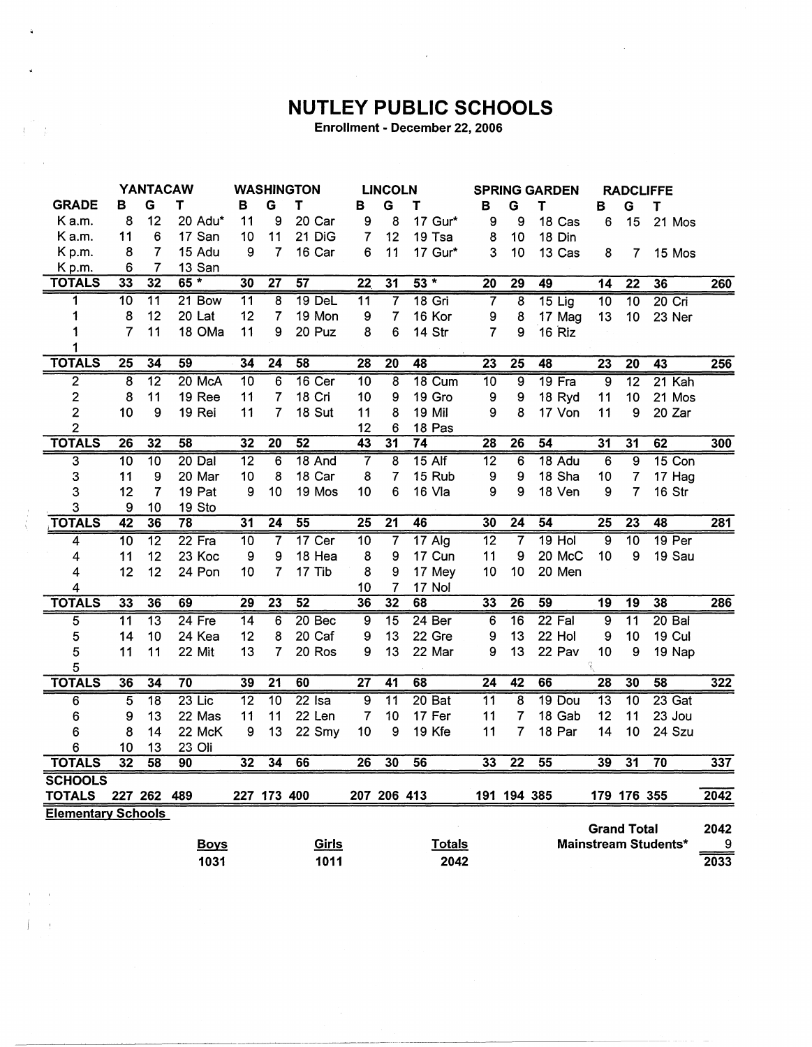# NUTLEY PUBLIC SCHOOLS

Enrollment - December 22, 2006

| GRADE | YANTACAW B | G | T | | WASHINGTON B | G | T | | LINCOLN B | G | T | | SPRING GARDEN B | G | T | | RADCLIFFE B | G | T | | |
|---|---|---|---|---|---|---|---|---|---|---|---|---|---|---|---|---|---|---|---|---|---|
| K a.m. | 8 | 12 | 20 | Adu* | 11 | 9 | 20 | Car | 9 | 8 | 17 | Gur* | 9 | 9 | 18 | Cas | 6 | 15 | 21 | Mos | |
| K a.m. | 11 | 6 | 17 | San | 10 | 11 | 21 | DiG | 7 | 12 | 19 | Tsa | 8 | 10 | 18 | Din | | | | | |
| K p.m. | 8 | 7 | 15 | Adu | 9 | 7 | 16 | Car | 6 | 11 | 17 | Gur* | 3 | 10 | 13 | Cas | 8 | 7 | 15 | Mos | |
| K p.m. | 6 | 7 | 13 | San | | | | | | | | | | | | | | | | | |
| **TOTALS** | 33 | 32 | 65 * | | 30 | 27 | 57 | | 22 | 31 | 53 * | | 20 | 29 | 49 | | 14 | 22 | 36 | | 260 |
| 1 | 10 | 11 | 21 | Bow | 11 | 8 | 19 | DeL | 11 | 7 | 18 | Gri | 7 | 8 | 15 | Lig | 10 | 10 | 20 | Cri | |
| 1 | 8 | 12 | 20 | Lat | 12 | 7 | 19 | Mon | 9 | 7 | 16 | Kor | 9 | 8 | 17 | Mag | 13 | 10 | 23 | Ner | |
| 1 | 7 | 11 | 18 | OMa | 11 | 9 | 20 | Puz | 8 | 6 | 14 | Str | 7 | 9 | 16 | Riz | | | | | |
| 1 | | | | | | | | | | | | | | | | | | | | | |
| **TOTALS** | 25 | 34 | 59 | | 34 | 24 | 58 | | 28 | 20 | 48 | | 23 | 25 | 48 | | 23 | 20 | 43 | | 256 |
| 2 | 8 | 12 | 20 | McA | 10 | 6 | 16 | Cer | 10 | 8 | 18 | Cum | 10 | 9 | 19 | Fra | 9 | 12 | 21 | Kah | |
| 2 | 8 | 11 | 19 | Ree | 11 | 7 | 18 | Cri | 10 | 9 | 19 | Gro | 9 | 9 | 18 | Ryd | 11 | 10 | 21 | Mos | |
| 2 | 10 | 9 | 19 | Rei | 11 | 7 | 18 | Sut | 11 | 8 | 19 | Mil | 9 | 8 | 17 | Von | 11 | 9 | 20 | Zar | |
| 2 | | | | | | | | | 12 | 6 | 18 | Pas | | | | | | | | | |
| **TOTALS** | 26 | 32 | 58 | | 32 | 20 | 52 | | 43 | 31 | 74 | | 28 | 26 | 54 | | 31 | 31 | 62 | | 300 |
| 3 | 10 | 10 | 20 | Dal | 12 | 6 | 18 | And | 7 | 8 | 15 | Alf | 12 | 6 | 18 | Adu | 6 | 9 | 15 | Con | |
| 3 | 11 | 9 | 20 | Mar | 10 | 8 | 18 | Car | 8 | 7 | 15 | Rub | 9 | 9 | 18 | Sha | 10 | 7 | 17 | Hag | |
| 3 | 12 | 7 | 19 | Pat | 9 | 10 | 19 | Mos | 10 | 6 | 16 | Vla | 9 | 9 | 18 | Ven | 9 | 7 | 16 | Str | |
| 3 | 9 | 10 | 19 | Sto | | | | | | | | | | | | | | | | | |
| **TOTALS** | 42 | 36 | 78 | | 31 | 24 | 55 | | 25 | 21 | 46 | | 30 | 24 | 54 | | 25 | 23 | 48 | | 281 |
| 4 | 10 | 12 | 22 | Fra | 10 | 7 | 17 | Cer | 10 | 7 | 17 | Alg | 12 | 7 | 19 | Hol | 9 | 10 | 19 | Per | |
| 4 | 11 | 12 | 23 | Koc | 9 | 9 | 18 | Hea | 8 | 9 | 17 | Cun | 11 | 9 | 20 | McC | 10 | 9 | 19 | Sau | |
| 4 | 12 | 12 | 24 | Pon | 10 | 7 | 17 | Tib | 8 | 9 | 17 | Mey | 10 | 10 | 20 | Men | | | | | |
| 4 | | | | | | | | | 10 | 7 | 17 | Nol | | | | | | | | | |
| **TOTALS** | 33 | 36 | 69 | | 29 | 23 | 52 | | 36 | 32 | 68 | | 33 | 26 | 59 | | 19 | 19 | 38 | | 286 |
| 5 | 11 | 13 | 24 | Fre | 14 | 6 | 20 | Bec | 9 | 15 | 24 | Ber | 6 | 16 | 22 | Fal | 9 | 11 | 20 | Bal | |
| 5 | 14 | 10 | 24 | Kea | 12 | 8 | 20 | Caf | 9 | 13 | 22 | Gre | 9 | 13 | 22 | Hol | 9 | 10 | 19 | Cul | |
| 5 | 11 | 11 | 22 | Mit | 13 | 7 | 20 | Ros | 9 | 13 | 22 | Mar | 9 | 13 | 22 | Pav | 10 | 9 | 19 | Nap | |
| 5 | | | | | | | | | | | | | | | | | | | | | |
| **TOTALS** | 36 | 34 | 70 | | 39 | 21 | 60 | | 27 | 41 | 68 | | 24 | 42 | 66 | | 28 | 30 | 58 | | 322 |
| 6 | 5 | 18 | 23 | Lic | 12 | 10 | 22 | Isa | 9 | 11 | 20 | Bat | 11 | 8 | 19 | Dou | 13 | 10 | 23 | Gat | |
| 6 | 9 | 13 | 22 | Mas | 11 | 11 | 22 | Len | 7 | 10 | 17 | Fer | 11 | 7 | 18 | Gab | 12 | 11 | 23 | Jou | |
| 6 | 8 | 14 | 22 | McK | 9 | 13 | 22 | Smy | 10 | 9 | 19 | Kfe | 11 | 7 | 18 | Par | 14 | 10 | 24 | Szu | |
| 6 | 10 | 13 | 23 | Oli | | | | | | | | | | | | | | | | | |
| **TOTALS** | 32 | 58 | 90 | | 32 | 34 | 66 | | 26 | 30 | 56 | | 33 | 22 | 55 | | 39 | 31 | 70 | | 337 |
| **SCHOOLS TOTALS** | 227 | 262 | 489 | | 227 | 173 | 400 | | 207 | 206 | 413 | | 191 | 194 | 385 | | 179 | 176 | 355 | | 2042 |

**Elementary Schools**

| Boys | Girls | Totals |
|---|---|---|
| 1031 | 1011 | 2042 |

| | |
|---|---|
| Grand Total | 2042 |
| Mainstream Students* | 9 |
| | 2033 |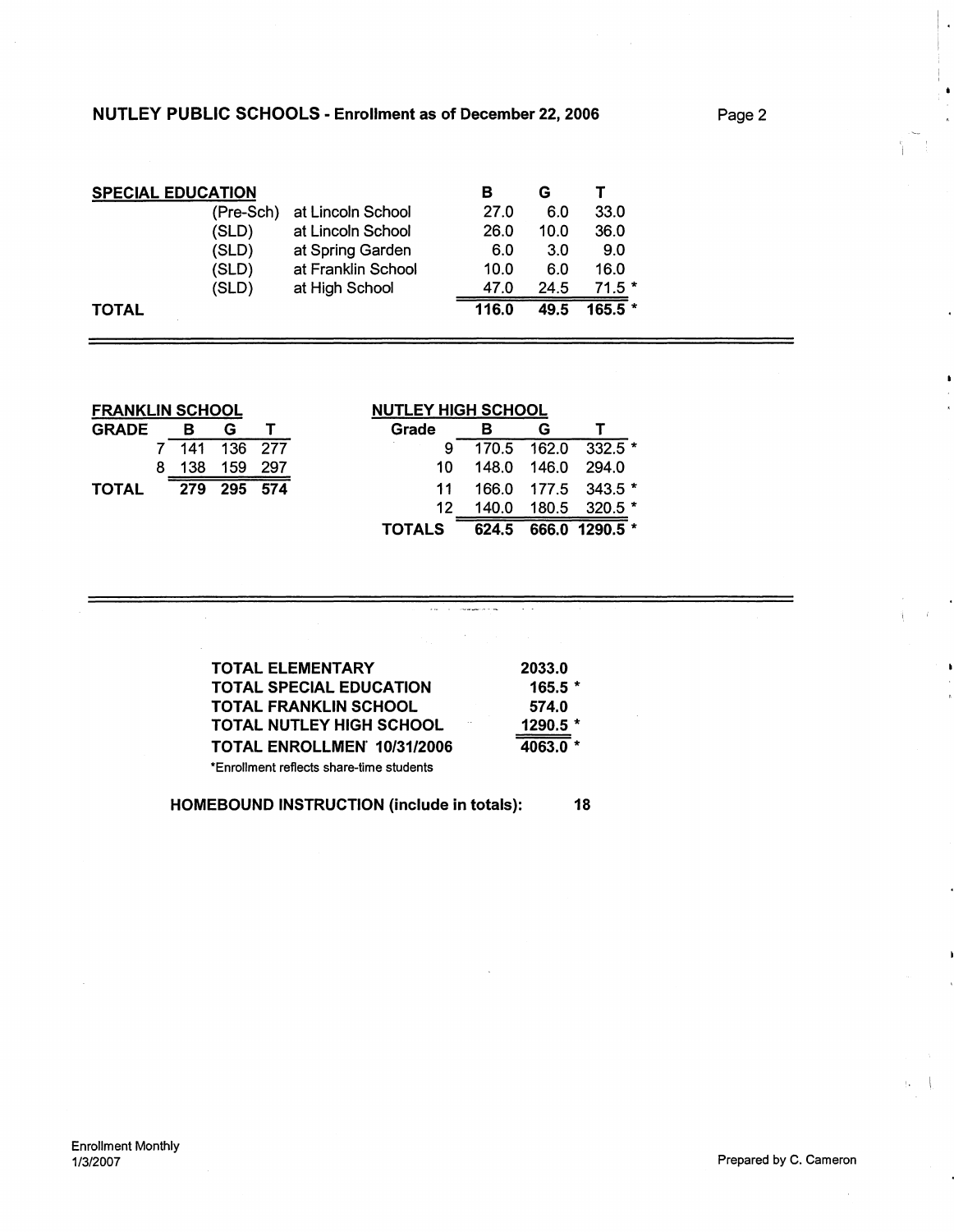## NUTLEY PUBLIC SCHOOLS - Enrollment as of December 22, 2006

| SPECIAL EDUCATION | | | B | G | T |
|---|---|---|---|---|---|
| | (Pre-Sch) | at Lincoln School | 27.0 | 6.0 | 33.0 |
| | (SLD) | at Lincoln School | 26.0 | 10.0 | 36.0 |
| | (SLD) | at Spring Garden | 6.0 | 3.0 | 9.0 |
| | (SLD) | at Franklin School | 10.0 | 6.0 | 16.0 |
| | (SLD) | at High School | 47.0 | 24.5 | 71.5 * |
| **TOTAL** | | | **116.0** | **49.5** | **165.5 *** |

**FRANKLIN SCHOOL**

| GRADE | B | G | T |
|---|---|---|---|
| 7 | 141 | 136 | 277 |
| 8 | 138 | 159 | 297 |
| **TOTAL** | **279** | **295** | **574** |

**NUTLEY HIGH SCHOOL**

| Grade | B | G | T |
|---|---|---|---|
| 9 | 170.5 | 162.0 | 332.5 * |
| 10 | 148.0 | 146.0 | 294.0 |
| 11 | 166.0 | 177.5 | 343.5 * |
| 12 | 140.0 | 180.5 | 320.5 * |
| **TOTALS** | **624.5** | **666.0** | **1290.5 *** |

| | |
|---|---|
| **TOTAL ELEMENTARY** | **2033.0** |
| **TOTAL SPECIAL EDUCATION** | **165.5 *** |
| **TOTAL FRANKLIN SCHOOL** | **574.0** |
| **TOTAL NUTLEY HIGH SCHOOL** | **1290.5 *** |
| **TOTAL ENROLLMEN' 10/31/2006** | **4063.0 *** |

*Enrollment reflects share-time students

**HOMEBOUND INSTRUCTION (include in totals): 18**

Enrollment Monthly
1/3/2007

Prepared by C. Cameron